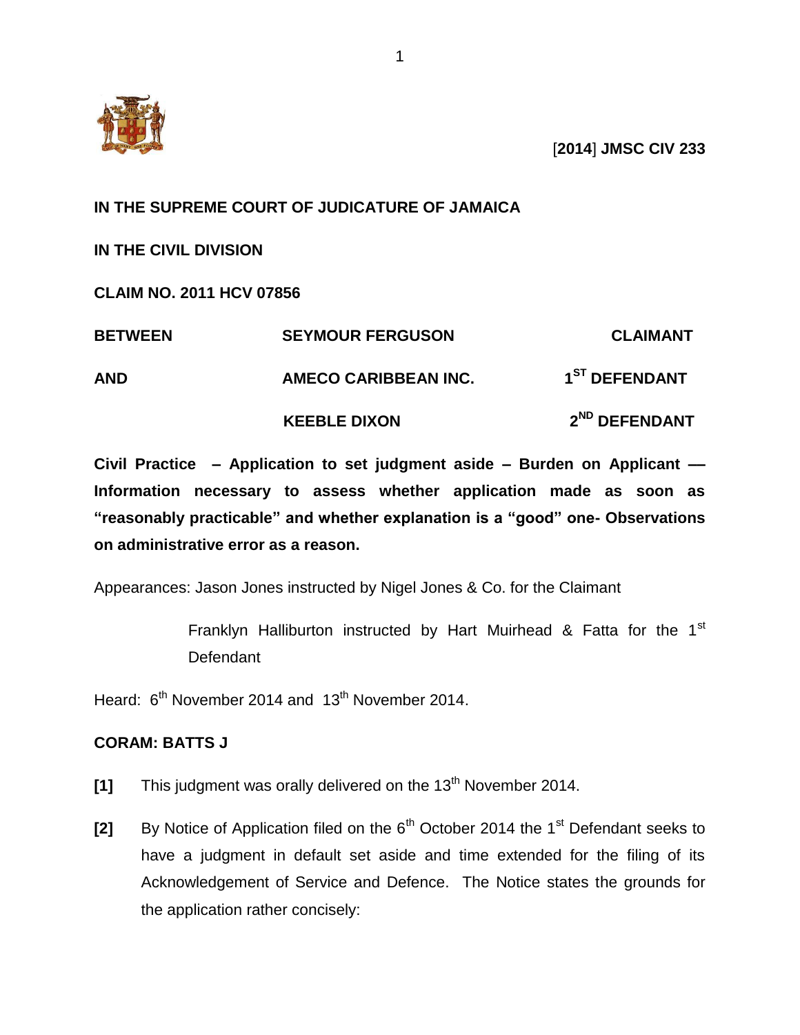[**2014**] **JMSC CIV 233**

**IN THE SUPREME COURT OF JUDICATURE OF JAMAICA**

**IN THE CIVIL DIVISION**

**CLAIM NO. 2011 HCV 07856**

| | | |
|---|---|---|
| **BETWEEN** | **SEYMOUR FERGUSON** | **CLAIMANT** |
| **AND** | **AMECO CARIBBEAN INC.** | **1ST DEFENDANT** |
| | **KEEBLE DIXON** | **2ND DEFENDANT** |

**Civil Practice – Application to set judgment aside – Burden on Applicant –– Information necessary to assess whether application made as soon as "reasonably practicable" and whether explanation is a "good" one- Observations on administrative error as a reason.**

Appearances: Jason Jones instructed by Nigel Jones & Co. for the Claimant

Franklyn Halliburton instructed by Hart Muirhead & Fatta for the 1st Defendant

Heard: 6th November 2014 and 13th November 2014.

**CORAM: BATTS J**

**[1]** This judgment was orally delivered on the 13th November 2014.

**[2]** By Notice of Application filed on the 6th October 2014 the 1st Defendant seeks to have a judgment in default set aside and time extended for the filing of its Acknowledgement of Service and Defence. The Notice states the grounds for the application rather concisely: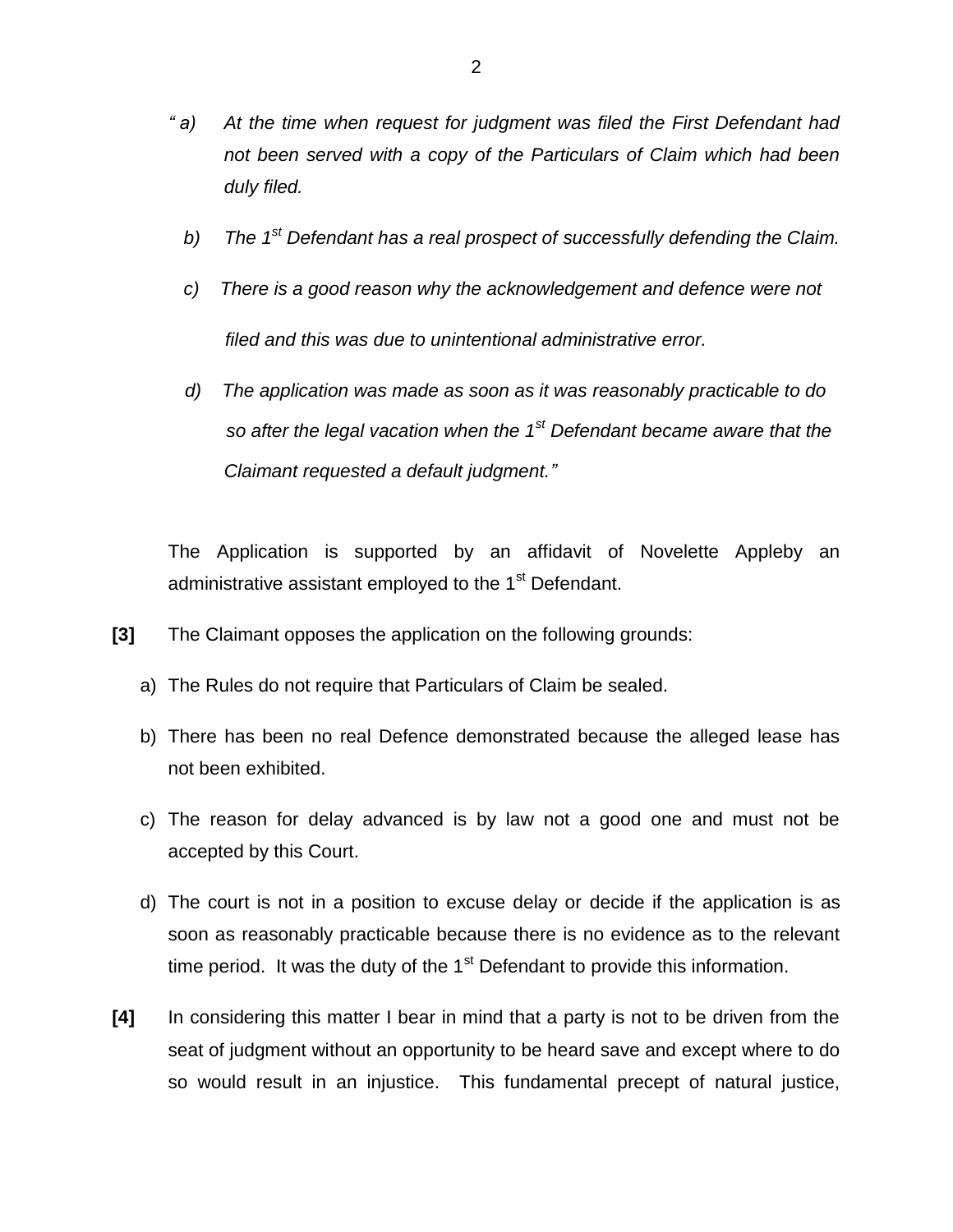*" a) At the time when request for judgment was filed the First Defendant had not been served with a copy of the Particulars of Claim which had been duly filed.*

*b) The 1st Defendant has a real prospect of successfully defending the Claim.*

*c) There is a good reason why the acknowledgement and defence were not filed and this was due to unintentional administrative error.*

*d) The application was made as soon as it was reasonably practicable to do so after the legal vacation when the 1st Defendant became aware that the Claimant requested a default judgment."*

The Application is supported by an affidavit of Novelette Appleby an administrative assistant employed to the 1st Defendant.

**[3]** The Claimant opposes the application on the following grounds:

a) The Rules do not require that Particulars of Claim be sealed.

b) There has been no real Defence demonstrated because the alleged lease has not been exhibited.

c) The reason for delay advanced is by law not a good one and must not be accepted by this Court.

d) The court is not in a position to excuse delay or decide if the application is as soon as reasonably practicable because there is no evidence as to the relevant time period. It was the duty of the 1st Defendant to provide this information.

**[4]** In considering this matter I bear in mind that a party is not to be driven from the seat of judgment without an opportunity to be heard save and except where to do so would result in an injustice. This fundamental precept of natural justice,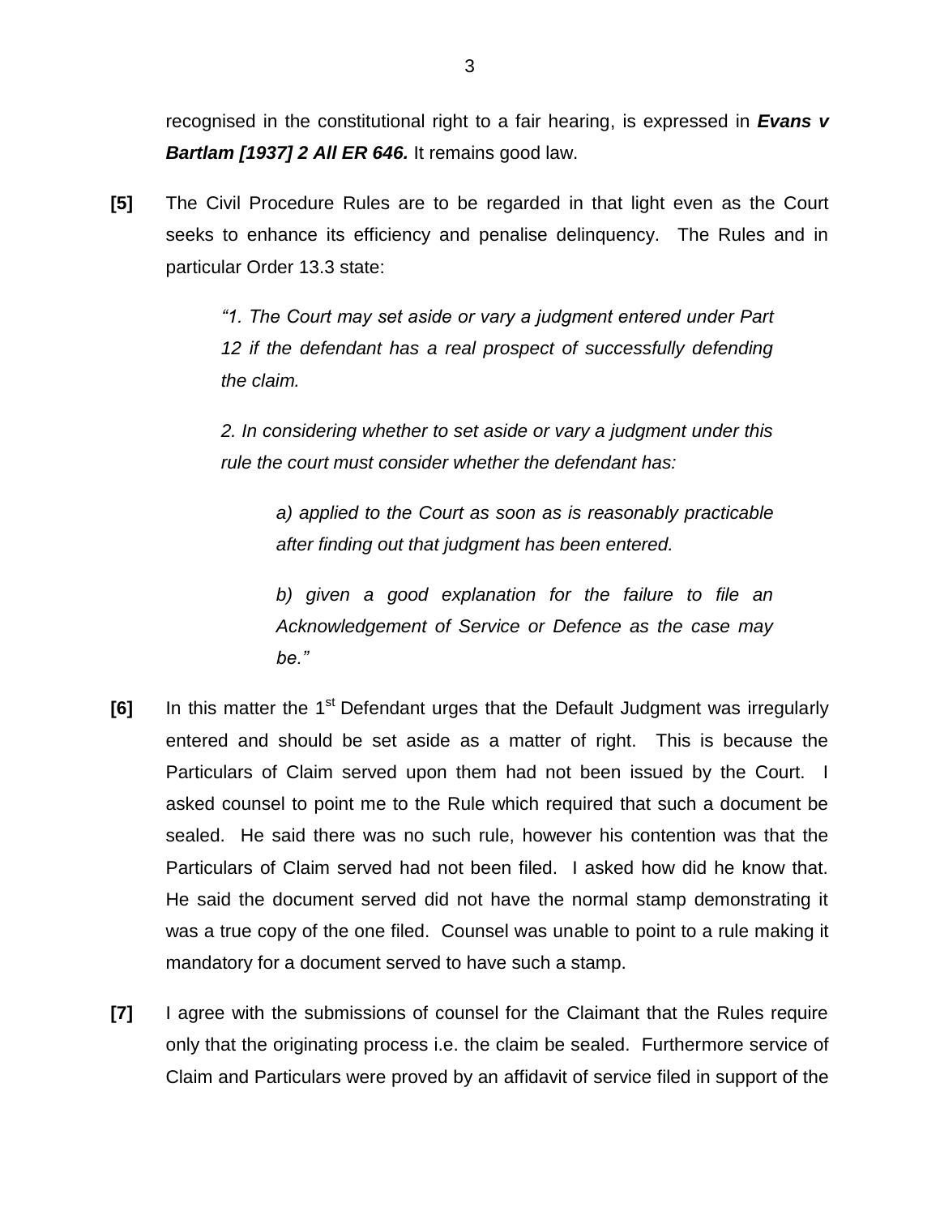recognised in the constitutional right to a fair hearing, is expressed in ***Evans v Bartlam [1937] 2 All ER 646.*** It remains good law.

**[5]** The Civil Procedure Rules are to be regarded in that light even as the Court seeks to enhance its efficiency and penalise delinquency. The Rules and in particular Order 13.3 state:

> *"1. The Court may set aside or vary a judgment entered under Part 12 if the defendant has a real prospect of successfully defending the claim.*
>
> *2. In considering whether to set aside or vary a judgment under this rule the court must consider whether the defendant has:*
>
> > *a) applied to the Court as soon as is reasonably practicable after finding out that judgment has been entered.*
> >
> > *b) given a good explanation for the failure to file an Acknowledgement of Service or Defence as the case may be."*

**[6]** In this matter the 1st Defendant urges that the Default Judgment was irregularly entered and should be set aside as a matter of right. This is because the Particulars of Claim served upon them had not been issued by the Court. I asked counsel to point me to the Rule which required that such a document be sealed. He said there was no such rule, however his contention was that the Particulars of Claim served had not been filed. I asked how did he know that. He said the document served did not have the normal stamp demonstrating it was a true copy of the one filed. Counsel was unable to point to a rule making it mandatory for a document served to have such a stamp.

**[7]** I agree with the submissions of counsel for the Claimant that the Rules require only that the originating process i.e. the claim be sealed. Furthermore service of Claim and Particulars were proved by an affidavit of service filed in support of the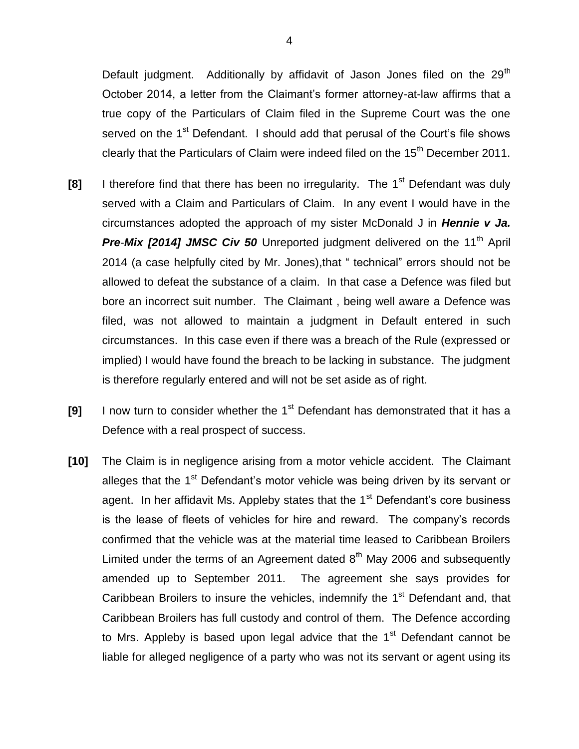Default judgment. Additionally by affidavit of Jason Jones filed on the 29th October 2014, a letter from the Claimant's former attorney-at-law affirms that a true copy of the Particulars of Claim filed in the Supreme Court was the one served on the 1st Defendant. I should add that perusal of the Court's file shows clearly that the Particulars of Claim were indeed filed on the 15th December 2011.

**[8]** I therefore find that there has been no irregularity. The 1st Defendant was duly served with a Claim and Particulars of Claim. In any event I would have in the circumstances adopted the approach of my sister McDonald J in ***Hennie v Ja. Pre-Mix [2014] JMSC Civ 50*** Unreported judgment delivered on the 11th April 2014 (a case helpfully cited by Mr. Jones),that " technical" errors should not be allowed to defeat the substance of a claim. In that case a Defence was filed but bore an incorrect suit number. The Claimant , being well aware a Defence was filed, was not allowed to maintain a judgment in Default entered in such circumstances. In this case even if there was a breach of the Rule (expressed or implied) I would have found the breach to be lacking in substance. The judgment is therefore regularly entered and will not be set aside as of right.

**[9]** I now turn to consider whether the 1st Defendant has demonstrated that it has a Defence with a real prospect of success.

**[10]** The Claim is in negligence arising from a motor vehicle accident. The Claimant alleges that the 1st Defendant's motor vehicle was being driven by its servant or agent. In her affidavit Ms. Appleby states that the 1st Defendant's core business is the lease of fleets of vehicles for hire and reward. The company's records confirmed that the vehicle was at the material time leased to Caribbean Broilers Limited under the terms of an Agreement dated 8th May 2006 and subsequently amended up to September 2011. The agreement she says provides for Caribbean Broilers to insure the vehicles, indemnify the 1st Defendant and, that Caribbean Broilers has full custody and control of them. The Defence according to Mrs. Appleby is based upon legal advice that the 1st Defendant cannot be liable for alleged negligence of a party who was not its servant or agent using its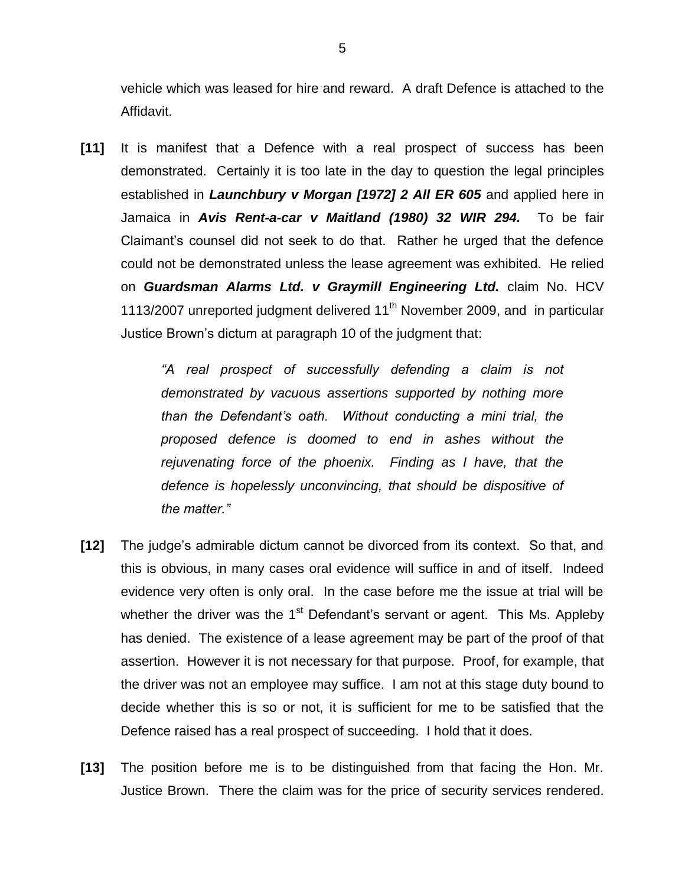vehicle which was leased for hire and reward. A draft Defence is attached to the Affidavit.

**[11]** It is manifest that a Defence with a real prospect of success has been demonstrated. Certainly it is too late in the day to question the legal principles established in ***Launchbury v Morgan [1972] 2 All ER 605*** and applied here in Jamaica in ***Avis Rent-a-car v Maitland (1980) 32 WIR 294.*** To be fair Claimant's counsel did not seek to do that. Rather he urged that the defence could not be demonstrated unless the lease agreement was exhibited. He relied on ***Guardsman Alarms Ltd. v Graymill Engineering Ltd.*** claim No. HCV 1113/2007 unreported judgment delivered 11th November 2009, and in particular Justice Brown's dictum at paragraph 10 of the judgment that:

> *"A real prospect of successfully defending a claim is not demonstrated by vacuous assertions supported by nothing more than the Defendant's oath. Without conducting a mini trial, the proposed defence is doomed to end in ashes without the rejuvenating force of the phoenix. Finding as I have, that the defence is hopelessly unconvincing, that should be dispositive of the matter."*

**[12]** The judge's admirable dictum cannot be divorced from its context. So that, and this is obvious, in many cases oral evidence will suffice in and of itself. Indeed evidence very often is only oral. In the case before me the issue at trial will be whether the driver was the 1st Defendant's servant or agent. This Ms. Appleby has denied. The existence of a lease agreement may be part of the proof of that assertion. However it is not necessary for that purpose. Proof, for example, that the driver was not an employee may suffice. I am not at this stage duty bound to decide whether this is so or not, it is sufficient for me to be satisfied that the Defence raised has a real prospect of succeeding. I hold that it does.

**[13]** The position before me is to be distinguished from that facing the Hon. Mr. Justice Brown. There the claim was for the price of security services rendered.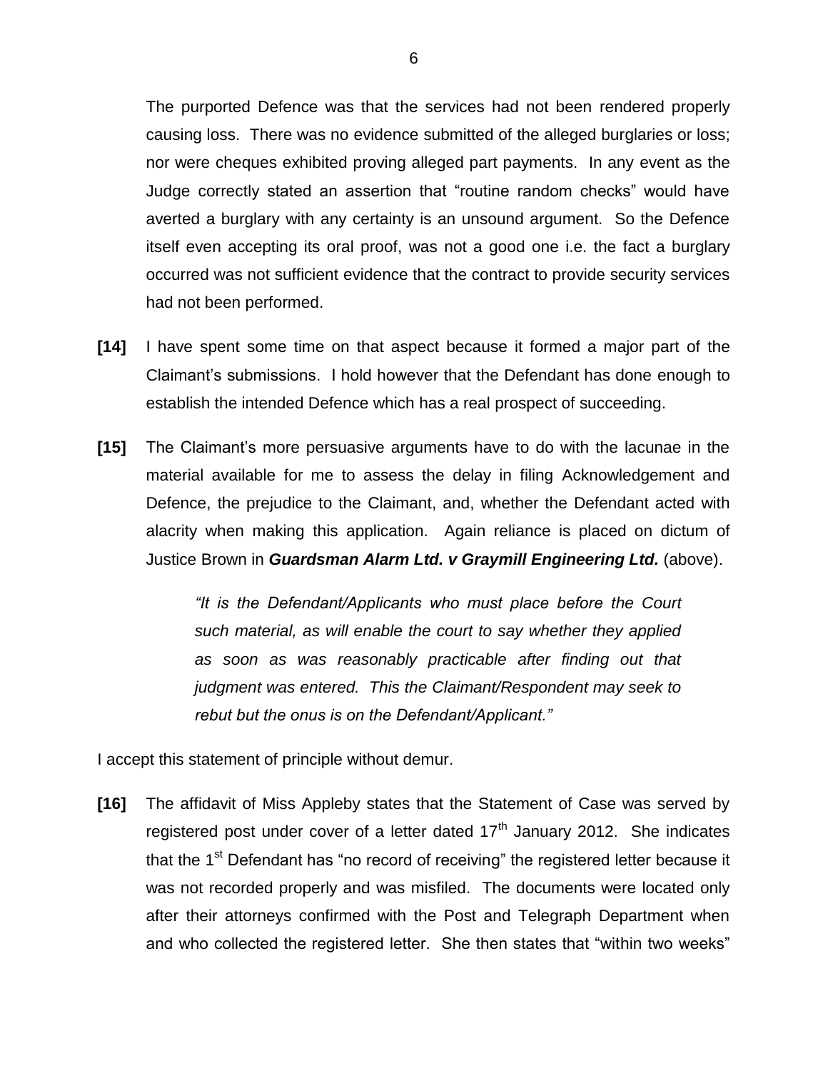The purported Defence was that the services had not been rendered properly causing loss. There was no evidence submitted of the alleged burglaries or loss; nor were cheques exhibited proving alleged part payments. In any event as the Judge correctly stated an assertion that "routine random checks" would have averted a burglary with any certainty is an unsound argument. So the Defence itself even accepting its oral proof, was not a good one i.e. the fact a burglary occurred was not sufficient evidence that the contract to provide security services had not been performed.

**[14]** I have spent some time on that aspect because it formed a major part of the Claimant's submissions. I hold however that the Defendant has done enough to establish the intended Defence which has a real prospect of succeeding.

**[15]** The Claimant's more persuasive arguments have to do with the lacunae in the material available for me to assess the delay in filing Acknowledgement and Defence, the prejudice to the Claimant, and, whether the Defendant acted with alacrity when making this application. Again reliance is placed on dictum of Justice Brown in ***Guardsman Alarm Ltd. v Graymill Engineering Ltd.*** (above).

> *"It is the Defendant/Applicants who must place before the Court such material, as will enable the court to say whether they applied as soon as was reasonably practicable after finding out that judgment was entered. This the Claimant/Respondent may seek to rebut but the onus is on the Defendant/Applicant."*

I accept this statement of principle without demur.

**[16]** The affidavit of Miss Appleby states that the Statement of Case was served by registered post under cover of a letter dated 17th January 2012. She indicates that the 1st Defendant has "no record of receiving" the registered letter because it was not recorded properly and was misfiled. The documents were located only after their attorneys confirmed with the Post and Telegraph Department when and who collected the registered letter. She then states that "within two weeks"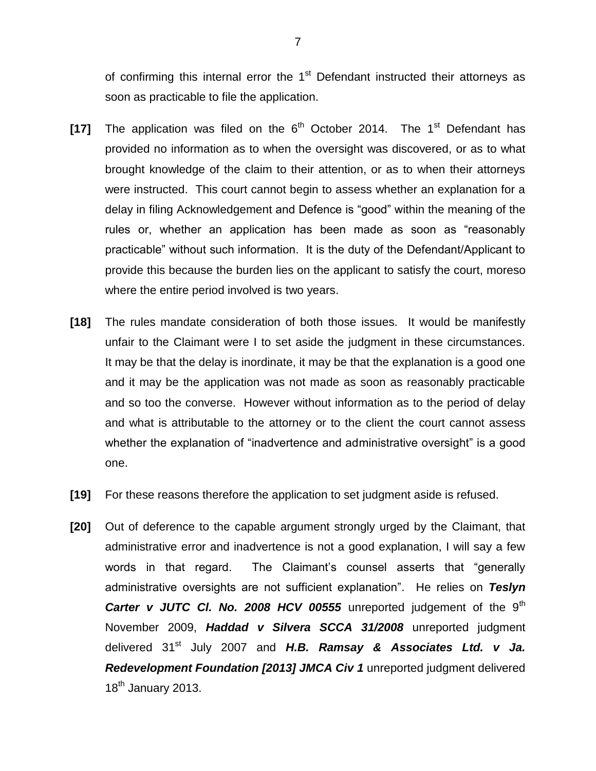of confirming this internal error the 1st Defendant instructed their attorneys as soon as practicable to file the application.

**[17]** The application was filed on the 6th October 2014. The 1st Defendant has provided no information as to when the oversight was discovered, or as to what brought knowledge of the claim to their attention, or as to when their attorneys were instructed. This court cannot begin to assess whether an explanation for a delay in filing Acknowledgement and Defence is "good" within the meaning of the rules or, whether an application has been made as soon as "reasonably practicable" without such information. It is the duty of the Defendant/Applicant to provide this because the burden lies on the applicant to satisfy the court, moreso where the entire period involved is two years.

**[18]** The rules mandate consideration of both those issues. It would be manifestly unfair to the Claimant were I to set aside the judgment in these circumstances. It may be that the delay is inordinate, it may be that the explanation is a good one and it may be the application was not made as soon as reasonably practicable and so too the converse. However without information as to the period of delay and what is attributable to the attorney or to the client the court cannot assess whether the explanation of "inadvertence and administrative oversight" is a good one.

**[19]** For these reasons therefore the application to set judgment aside is refused.

**[20]** Out of deference to the capable argument strongly urged by the Claimant, that administrative error and inadvertence is not a good explanation, I will say a few words in that regard. The Claimant's counsel asserts that "generally administrative oversights are not sufficient explanation". He relies on ***Teslyn Carter v JUTC Cl. No. 2008 HCV 00555*** unreported judgement of the 9th November 2009, ***Haddad v Silvera SCCA 31/2008*** unreported judgment delivered 31st July 2007 and ***H.B. Ramsay & Associates Ltd. v Ja. Redevelopment Foundation [2013] JMCA Civ 1*** unreported judgment delivered 18th January 2013.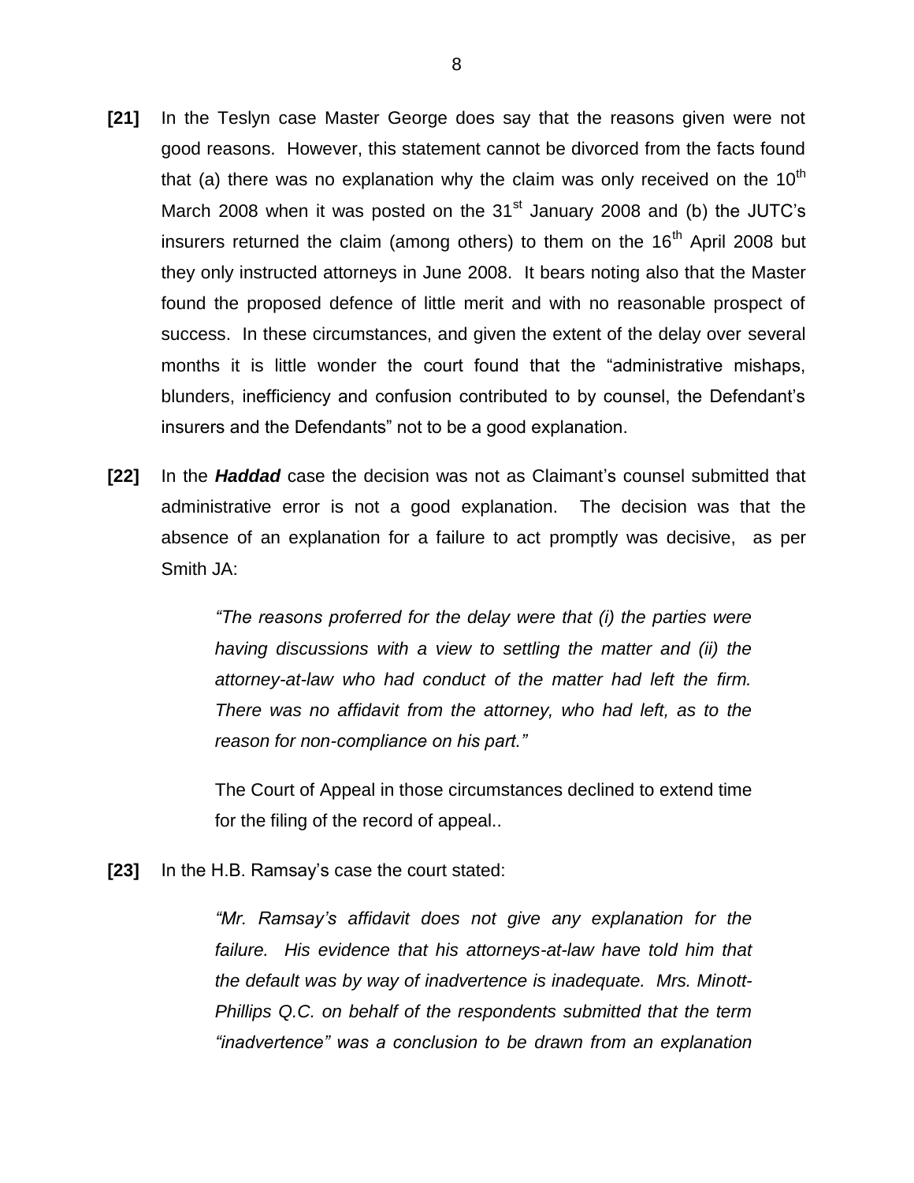**[21]** In the Teslyn case Master George does say that the reasons given were not good reasons. However, this statement cannot be divorced from the facts found that (a) there was no explanation why the claim was only received on the 10th March 2008 when it was posted on the 31st January 2008 and (b) the JUTC's insurers returned the claim (among others) to them on the 16th April 2008 but they only instructed attorneys in June 2008. It bears noting also that the Master found the proposed defence of little merit and with no reasonable prospect of success. In these circumstances, and given the extent of the delay over several months it is little wonder the court found that the "administrative mishaps, blunders, inefficiency and confusion contributed to by counsel, the Defendant's insurers and the Defendants" not to be a good explanation.

**[22]** In the ***Haddad*** case the decision was not as Claimant's counsel submitted that administrative error is not a good explanation. The decision was that the absence of an explanation for a failure to act promptly was decisive, as per Smith JA:

> *"The reasons proferred for the delay were that (i) the parties were having discussions with a view to settling the matter and (ii) the attorney-at-law who had conduct of the matter had left the firm. There was no affidavit from the attorney, who had left, as to the reason for non-compliance on his part."*
>
> The Court of Appeal in those circumstances declined to extend time for the filing of the record of appeal..

**[23]** In the H.B. Ramsay's case the court stated:

> *"Mr. Ramsay's affidavit does not give any explanation for the failure. His evidence that his attorneys-at-law have told him that the default was by way of inadvertence is inadequate. Mrs. Minott-Phillips Q.C. on behalf of the respondents submitted that the term "inadvertence" was a conclusion to be drawn from an explanation*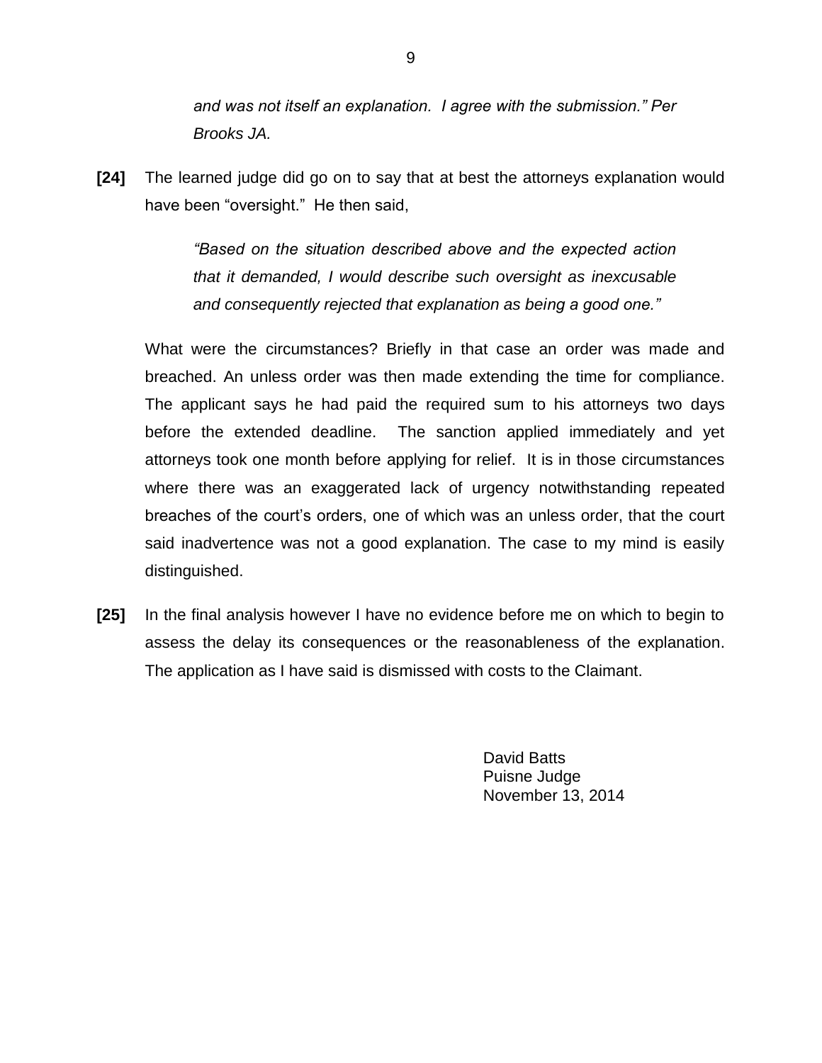*and was not itself an explanation. I agree with the submission." Per Brooks JA.*

**[24]** The learned judge did go on to say that at best the attorneys explanation would have been "oversight." He then said,

> *"Based on the situation described above and the expected action that it demanded, I would describe such oversight as inexcusable and consequently rejected that explanation as being a good one."*

What were the circumstances? Briefly in that case an order was made and breached. An unless order was then made extending the time for compliance. The applicant says he had paid the required sum to his attorneys two days before the extended deadline. The sanction applied immediately and yet attorneys took one month before applying for relief. It is in those circumstances where there was an exaggerated lack of urgency notwithstanding repeated breaches of the court's orders, one of which was an unless order, that the court said inadvertence was not a good explanation. The case to my mind is easily distinguished.

**[25]** In the final analysis however I have no evidence before me on which to begin to assess the delay its consequences or the reasonableness of the explanation. The application as I have said is dismissed with costs to the Claimant.

David Batts
Puisne Judge
November 13, 2014